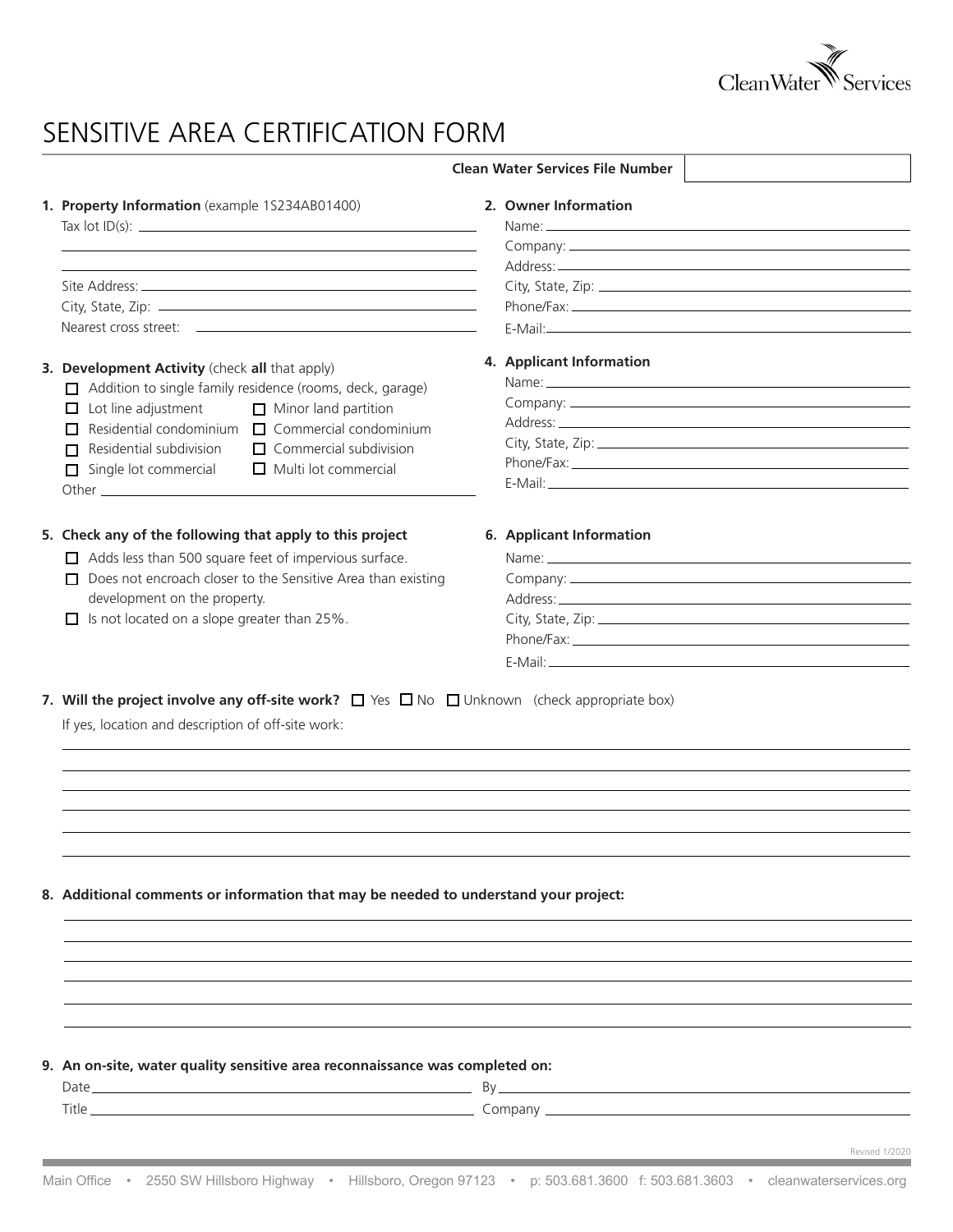Clean Water Services

# SENSITIVE AREA CERTIFICATION FORM

**Clean Water Services File Number** ______________

**1. Property Information** (example 1S234AB01400)

Tax lot ID(s): ______________

Site Address: ______________

City, State, Zip: ______________

Nearest cross street: ______________

**2. Owner Information**

Name: ______________

Company: ______________

Address: ______________

City, State, Zip: ______________

Phone/Fax: ______________

E-Mail: ______________

**3. Development Activity** (check **all** that apply)

- ☐ Addition to single family residence (rooms, deck, garage)
- ☐ Lot line adjustment
- ☐ Minor land partition
- ☐ Residential condominium
- ☐ Commercial condominium
- ☐ Residential subdivision
- ☐ Commercial subdivision
- ☐ Single lot commercial
- ☐ Multi lot commercial

Other ______________

**4. Applicant Information**

Name: ______________

Company: ______________

Address: ______________

City, State, Zip: ______________

Phone/Fax: ______________

E-Mail: ______________

**5. Check any of the following that apply to this project**

- ☐ Adds less than 500 square feet of impervious surface.
- ☐ Does not encroach closer to the Sensitive Area than existing development on the property.
- ☐ Is not located on a slope greater than 25%.

**6. Applicant Information**

Name: ______________

Company: ______________

Address: ______________

City, State, Zip: ______________

Phone/Fax: ______________

E-Mail: ______________

**7. Will the project involve any off-site work?** ☐ Yes ☐ No ☐ Unknown (check appropriate box)

If yes, location and description of off-site work:

______________

**8. Additional comments or information that may be needed to understand your project:**

______________

**9. An on-site, water quality sensitive area reconnaissance was completed on:**

Date ______________ By ______________

Title ______________ Company ______________

Revised 1/2020

Main Office • 2550 SW Hillsboro Highway • Hillsboro, Oregon 97123 • p: 503.681.3600 f: 503.681.3603 • cleanwaterservices.org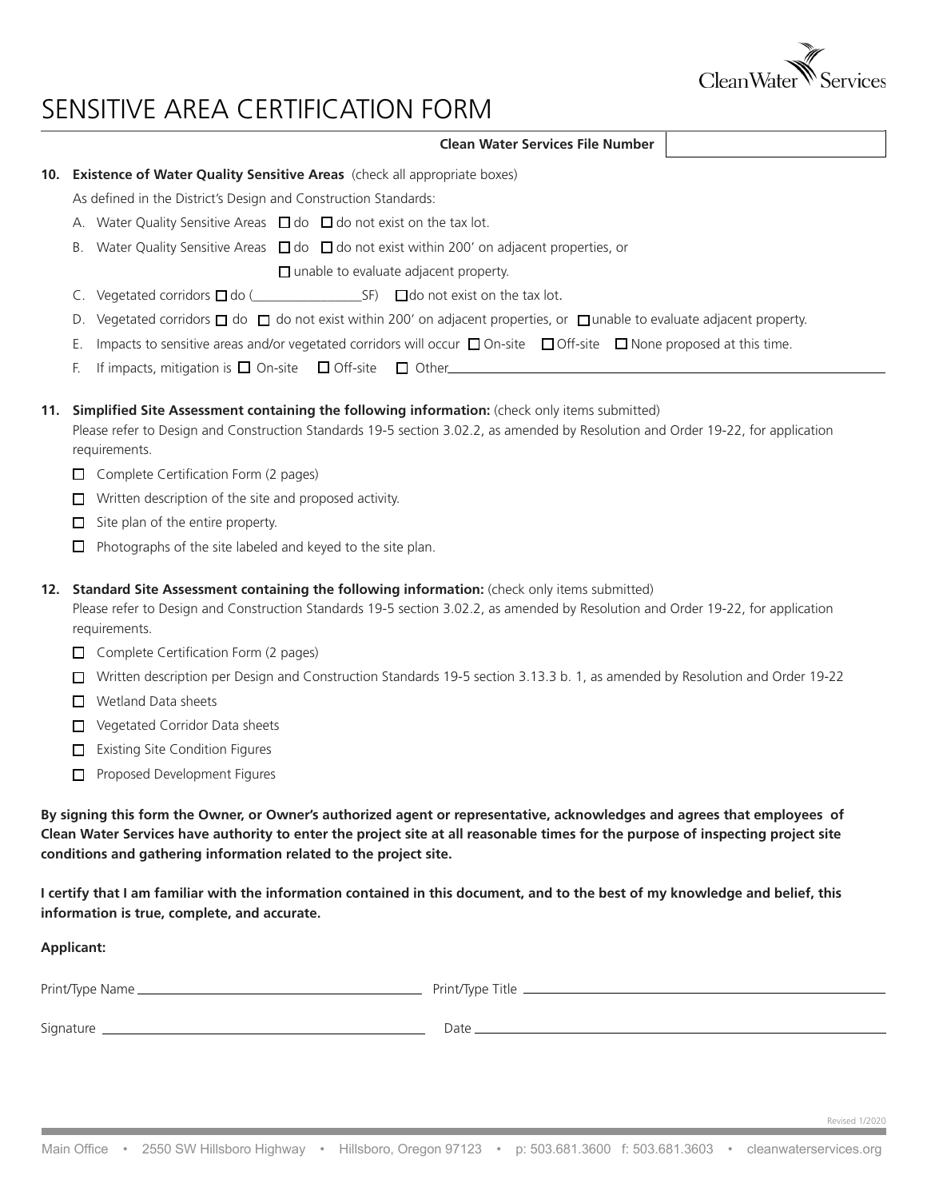# SENSITIVE AREA CERTIFICATION FORM

**Clean Water Services File Number** ____________

**10. Existence of Water Quality Sensitive Areas** (check all appropriate boxes)

As defined in the District's Design and Construction Standards:

A. Water Quality Sensitive Areas ☐ do ☐ do not exist on the tax lot.

B. Water Quality Sensitive Areas ☐ do ☐ do not exist within 200' on adjacent properties, or ☐ unable to evaluate adjacent property.

C. Vegetated corridors ☐ do (________________SF) ☐ do not exist on the tax lot.

D. Vegetated corridors ☐ do ☐ do not exist within 200' on adjacent properties, or ☐ unable to evaluate adjacent property.

E. Impacts to sensitive areas and/or vegetated corridors will occur ☐ On-site ☐ Off-site ☐ None proposed at this time.

F. If impacts, mitigation is ☐ On-site ☐ Off-site ☐ Other________________

**11. Simplified Site Assessment containing the following information:** (check only items submitted)

Please refer to Design and Construction Standards 19-5 section 3.02.2, as amended by Resolution and Order 19-22, for application requirements.

- ☐ Complete Certification Form (2 pages)
- ☐ Written description of the site and proposed activity.
- ☐ Site plan of the entire property.
- ☐ Photographs of the site labeled and keyed to the site plan.

**12. Standard Site Assessment containing the following information:** (check only items submitted)

Please refer to Design and Construction Standards 19-5 section 3.02.2, as amended by Resolution and Order 19-22, for application requirements.

- ☐ Complete Certification Form (2 pages)
- ☐ Written description per Design and Construction Standards 19-5 section 3.13.3 b. 1, as amended by Resolution and Order 19-22
- ☐ Wetland Data sheets
- ☐ Vegetated Corridor Data sheets
- ☐ Existing Site Condition Figures
- ☐ Proposed Development Figures

**By signing this form the Owner, or Owner's authorized agent or representative, acknowledges and agrees that employees of Clean Water Services have authority to enter the project site at all reasonable times for the purpose of inspecting project site conditions and gathering information related to the project site.**

**I certify that I am familiar with the information contained in this document, and to the best of my knowledge and belief, this information is true, complete, and accurate.**

**Applicant:**

Print/Type Name ________________ Print/Type Title ________________

Signature ________________ Date ________________

Revised 1/2020

Main Office • 2550 SW Hillsboro Highway • Hillsboro, Oregon 97123 • p: 503.681.3600 f: 503.681.3603 • cleanwaterservices.org